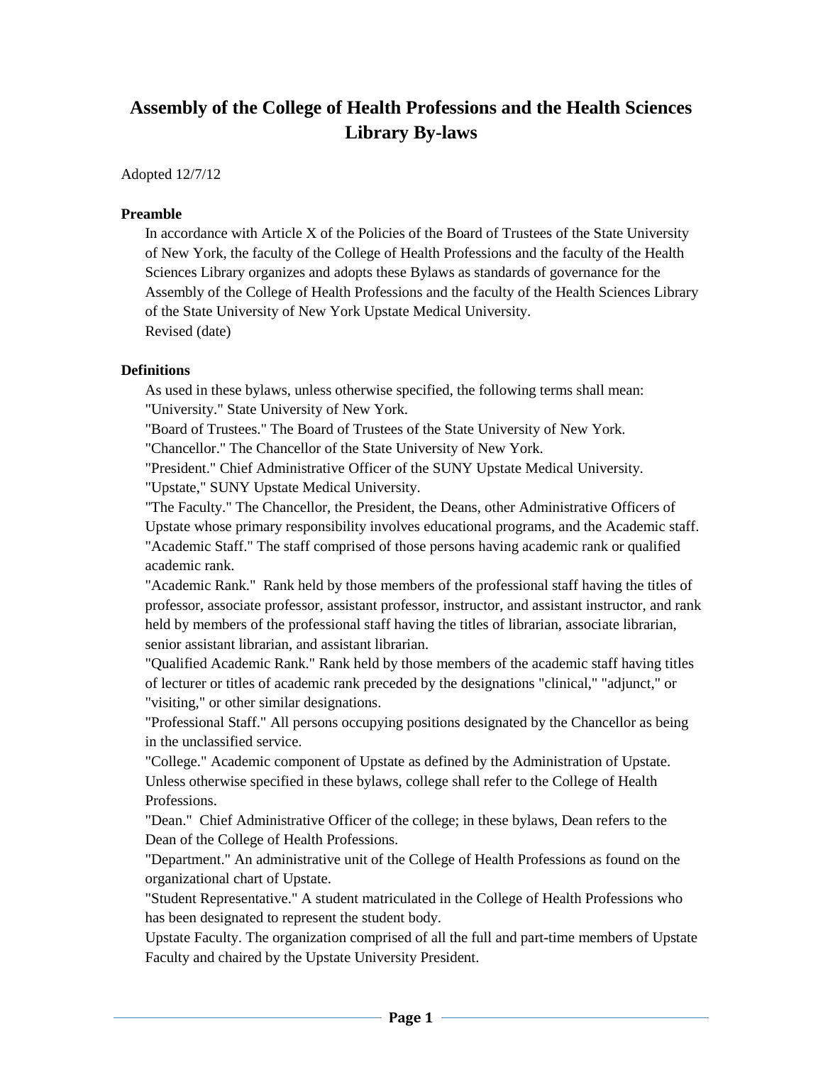# Assembly of the College of Health Professions and the Health Sciences Library By-laws

Adopted 12/7/12

### Preamble

In accordance with Article X of the Policies of the Board of Trustees of the State University of New York, the faculty of the College of Health Professions and the faculty of the Health Sciences Library organizes and adopts these Bylaws as standards of governance for the Assembly of the College of Health Professions and the faculty of the Health Sciences Library of the State University of New York Upstate Medical University.
Revised (date)

### Definitions

As used in these bylaws, unless otherwise specified, the following terms shall mean:

"University." State University of New York.

"Board of Trustees." The Board of Trustees of the State University of New York.

"Chancellor." The Chancellor of the State University of New York.

"President." Chief Administrative Officer of the SUNY Upstate Medical University.

"Upstate," SUNY Upstate Medical University.

"The Faculty." The Chancellor, the President, the Deans, other Administrative Officers of Upstate whose primary responsibility involves educational programs, and the Academic staff.

"Academic Staff." The staff comprised of those persons having academic rank or qualified academic rank.

"Academic Rank." Rank held by those members of the professional staff having the titles of professor, associate professor, assistant professor, instructor, and assistant instructor, and rank held by members of the professional staff having the titles of librarian, associate librarian, senior assistant librarian, and assistant librarian.

"Qualified Academic Rank." Rank held by those members of the academic staff having titles of lecturer or titles of academic rank preceded by the designations "clinical," "adjunct," or "visiting," or other similar designations.

"Professional Staff." All persons occupying positions designated by the Chancellor as being in the unclassified service.

"College." Academic component of Upstate as defined by the Administration of Upstate. Unless otherwise specified in these bylaws, college shall refer to the College of Health Professions.

"Dean." Chief Administrative Officer of the college; in these bylaws, Dean refers to the Dean of the College of Health Professions.

"Department." An administrative unit of the College of Health Professions as found on the organizational chart of Upstate.

"Student Representative." A student matriculated in the College of Health Professions who has been designated to represent the student body.

Upstate Faculty. The organization comprised of all the full and part-time members of Upstate Faculty and chaired by the Upstate University President.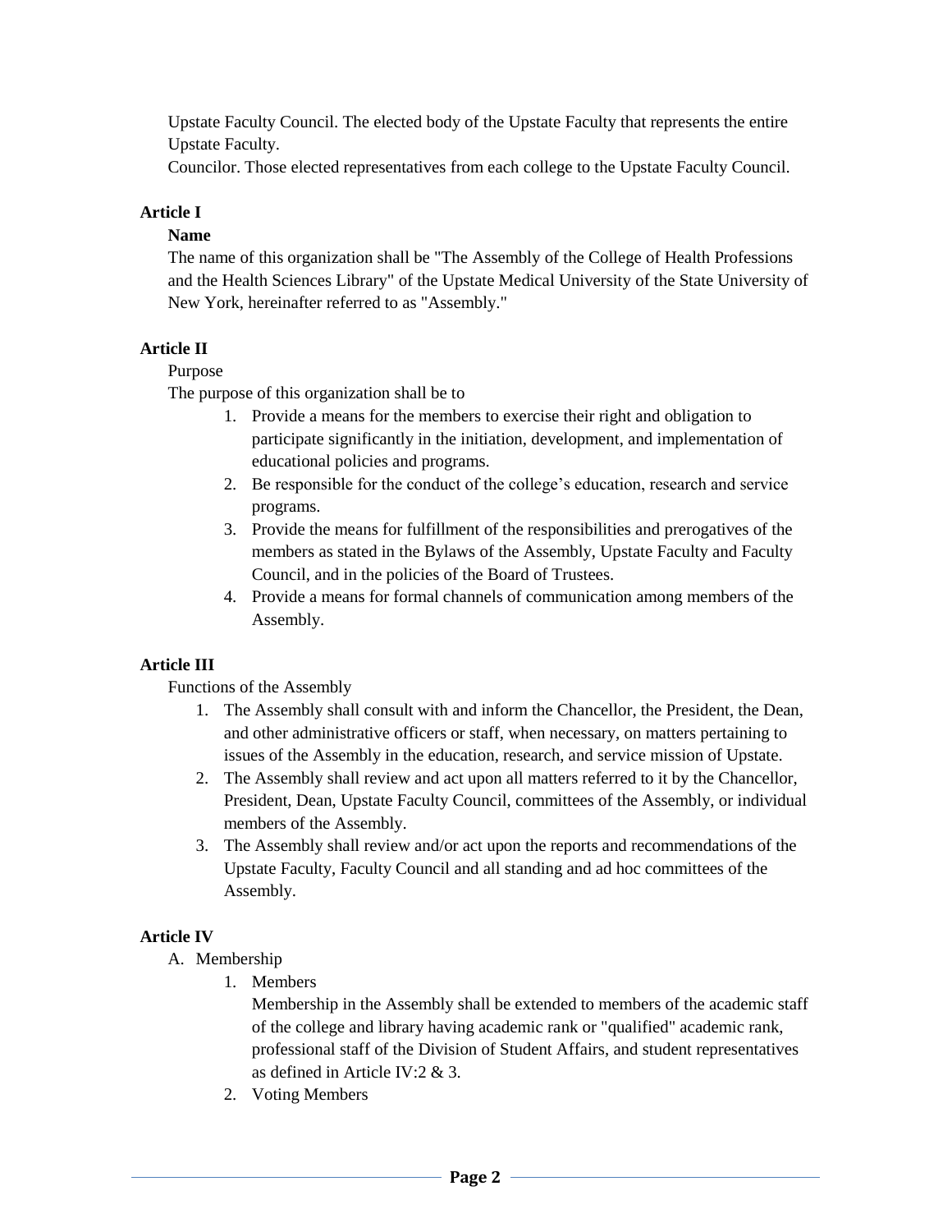Upstate Faculty Council. The elected body of the Upstate Faculty that represents the entire Upstate Faculty.

Councilor. Those elected representatives from each college to the Upstate Faculty Council.

## Article I

**Name**

The name of this organization shall be "The Assembly of the College of Health Professions and the Health Sciences Library" of the Upstate Medical University of the State University of New York, hereinafter referred to as "Assembly."

## Article II

Purpose

The purpose of this organization shall be to

1. Provide a means for the members to exercise their right and obligation to participate significantly in the initiation, development, and implementation of educational policies and programs.
2. Be responsible for the conduct of the college's education, research and service programs.
3. Provide the means for fulfillment of the responsibilities and prerogatives of the members as stated in the Bylaws of the Assembly, Upstate Faculty and Faculty Council, and in the policies of the Board of Trustees.
4. Provide a means for formal channels of communication among members of the Assembly.

## Article III

Functions of the Assembly

1. The Assembly shall consult with and inform the Chancellor, the President, the Dean, and other administrative officers or staff, when necessary, on matters pertaining to issues of the Assembly in the education, research, and service mission of Upstate.
2. The Assembly shall review and act upon all matters referred to it by the Chancellor, President, Dean, Upstate Faculty Council, committees of the Assembly, or individual members of the Assembly.
3. The Assembly shall review and/or act upon the reports and recommendations of the Upstate Faculty, Faculty Council and all standing and ad hoc committees of the Assembly.

## Article IV

A. Membership

1. Members

   Membership in the Assembly shall be extended to members of the academic staff of the college and library having academic rank or "qualified" academic rank, professional staff of the Division of Student Affairs, and student representatives as defined in Article IV:2 & 3.

2. Voting Members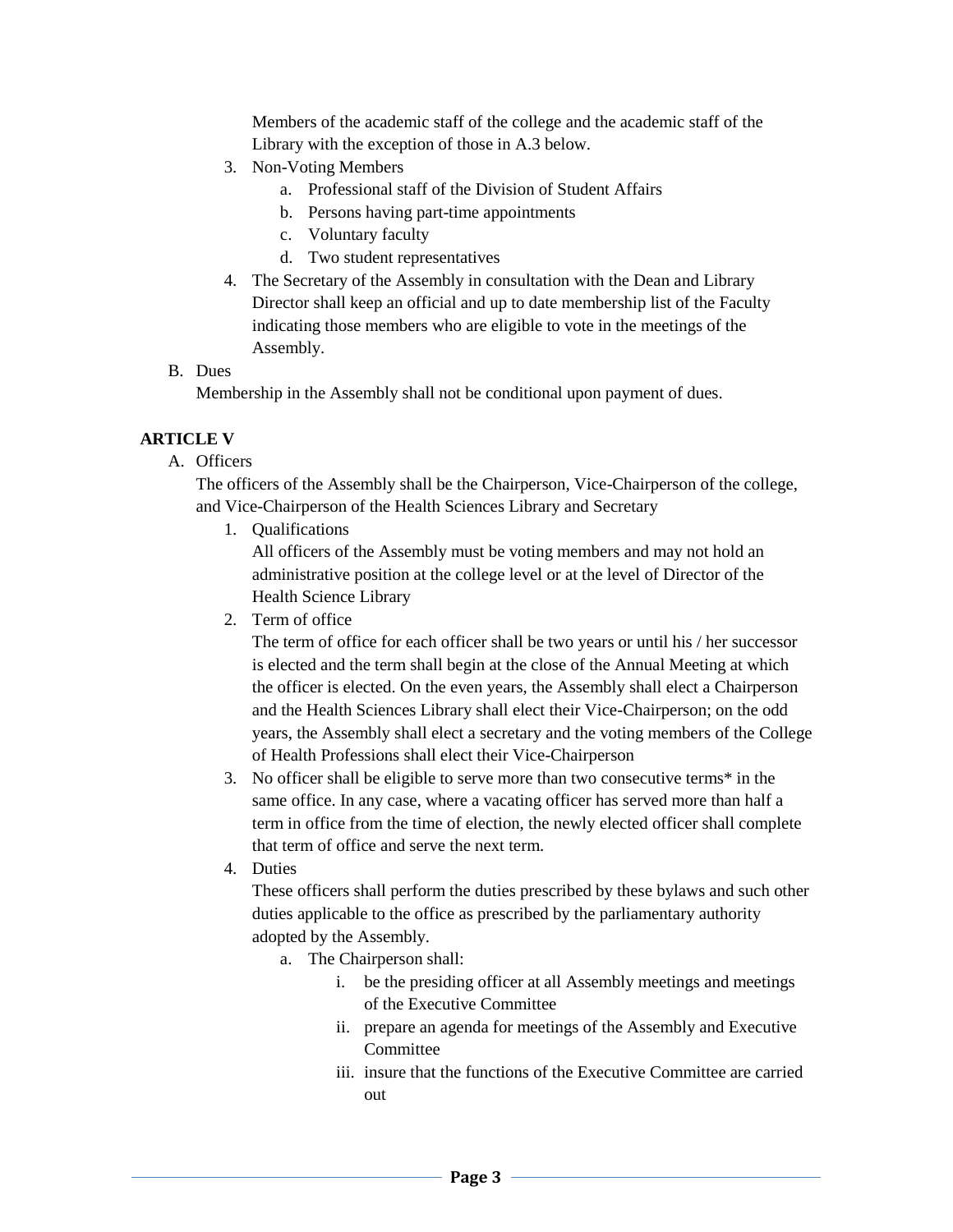Members of the academic staff of the college and the academic staff of the Library with the exception of those in A.3 below.

3. Non-Voting Members
    a. Professional staff of the Division of Student Affairs
    b. Persons having part-time appointments
    c. Voluntary faculty
    d. Two student representatives
4. The Secretary of the Assembly in consultation with the Dean and Library Director shall keep an official and up to date membership list of the Faculty indicating those members who are eligible to vote in the meetings of the Assembly.

B. Dues

Membership in the Assembly shall not be conditional upon payment of dues.

**ARTICLE V**

A. Officers

The officers of the Assembly shall be the Chairperson, Vice-Chairperson of the college, and Vice-Chairperson of the Health Sciences Library and Secretary

1. Qualifications

    All officers of the Assembly must be voting members and may not hold an administrative position at the college level or at the level of Director of the Health Science Library

2. Term of office

    The term of office for each officer shall be two years or until his / her successor is elected and the term shall begin at the close of the Annual Meeting at which the officer is elected. On the even years, the Assembly shall elect a Chairperson and the Health Sciences Library shall elect their Vice-Chairperson; on the odd years, the Assembly shall elect a secretary and the voting members of the College of Health Professions shall elect their Vice-Chairperson

3. No officer shall be eligible to serve more than two consecutive terms* in the same office. In any case, where a vacating officer has served more than half a term in office from the time of election, the newly elected officer shall complete that term of office and serve the next term.

4. Duties

    These officers shall perform the duties prescribed by these bylaws and such other duties applicable to the office as prescribed by the parliamentary authority adopted by the Assembly.

    a. The Chairperson shall:
        i. be the presiding officer at all Assembly meetings and meetings of the Executive Committee
        ii. prepare an agenda for meetings of the Assembly and Executive Committee
        iii. insure that the functions of the Executive Committee are carried out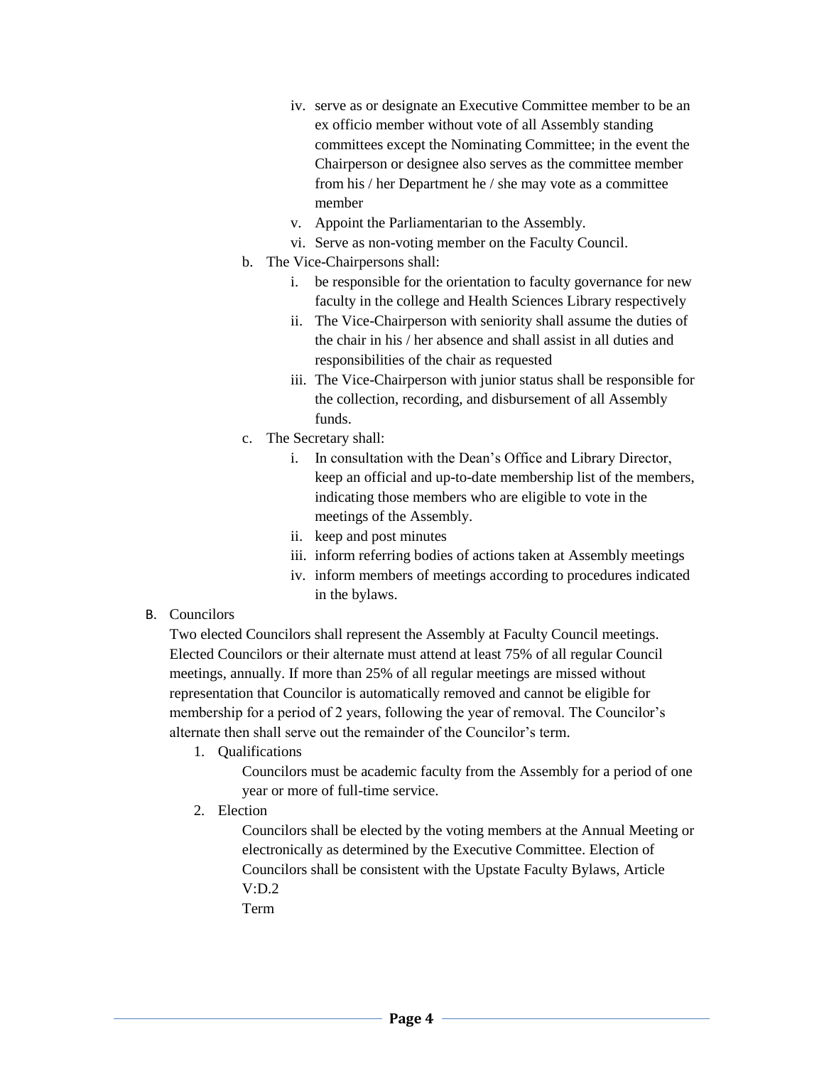iv. serve as or designate an Executive Committee member to be an ex officio member without vote of all Assembly standing committees except the Nominating Committee; in the event the Chairperson or designee also serves as the committee member from his / her Department he / she may vote as a committee member
v. Appoint the Parliamentarian to the Assembly.
vi. Serve as non-voting member on the Faculty Council.

b. The Vice-Chairpersons shall:
   i. be responsible for the orientation to faculty governance for new faculty in the college and Health Sciences Library respectively
   ii. The Vice-Chairperson with seniority shall assume the duties of the chair in his / her absence and shall assist in all duties and responsibilities of the chair as requested
   iii. The Vice-Chairperson with junior status shall be responsible for the collection, recording, and disbursement of all Assembly funds.

c. The Secretary shall:
   i. In consultation with the Dean's Office and Library Director, keep an official and up-to-date membership list of the members, indicating those members who are eligible to vote in the meetings of the Assembly.
   ii. keep and post minutes
   iii. inform referring bodies of actions taken at Assembly meetings
   iv. inform members of meetings according to procedures indicated in the bylaws.

B. Councilors

Two elected Councilors shall represent the Assembly at Faculty Council meetings. Elected Councilors or their alternate must attend at least 75% of all regular Council meetings, annually. If more than 25% of all regular meetings are missed without representation that Councilor is automatically removed and cannot be eligible for membership for a period of 2 years, following the year of removal. The Councilor's alternate then shall serve out the remainder of the Councilor's term.

1. Qualifications

   Councilors must be academic faculty from the Assembly for a period of one year or more of full-time service.

2. Election

   Councilors shall be elected by the voting members at the Annual Meeting or electronically as determined by the Executive Committee. Election of Councilors shall be consistent with the Upstate Faculty Bylaws, Article V:D.2

   Term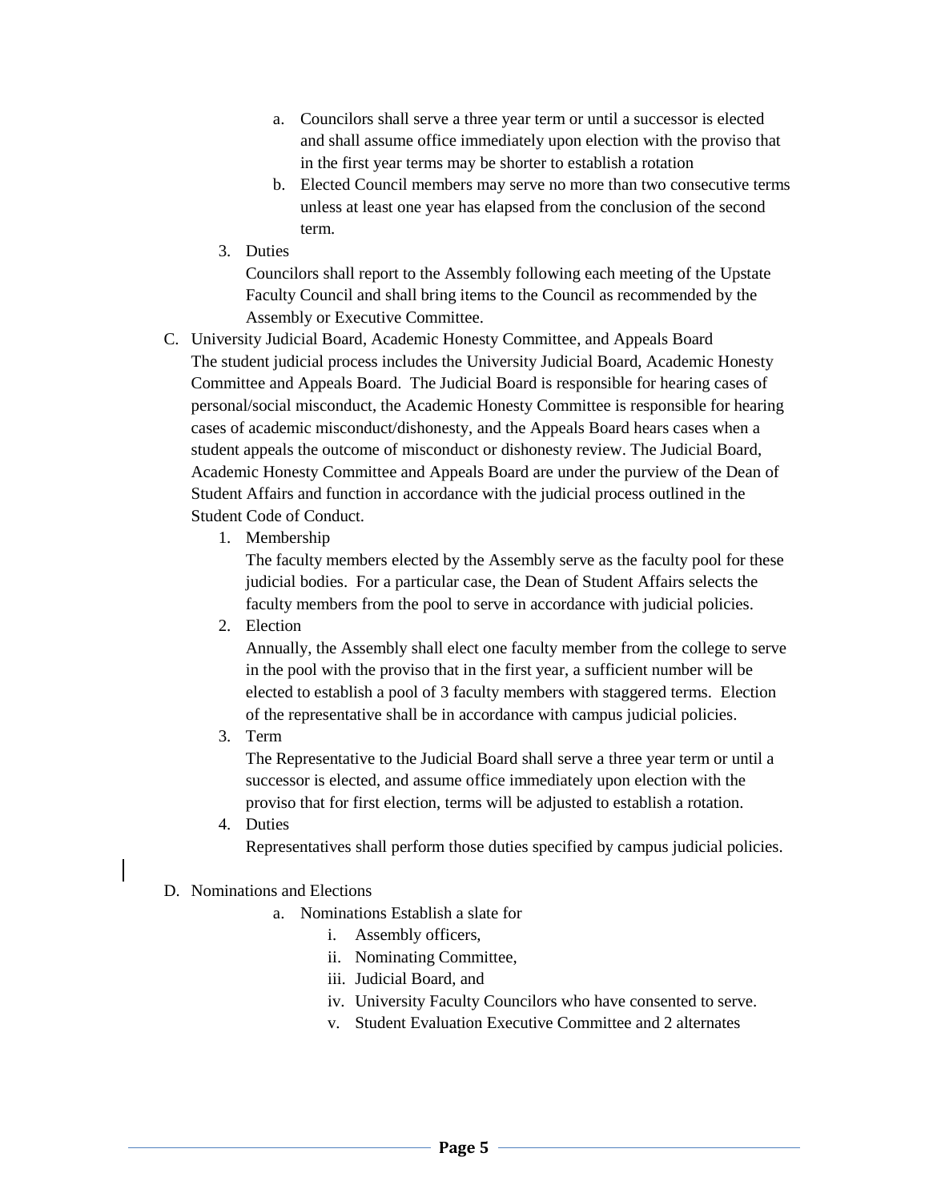a. Councilors shall serve a three year term or until a successor is elected and shall assume office immediately upon election with the proviso that in the first year terms may be shorter to establish a rotation
b. Elected Council members may serve no more than two consecutive terms unless at least one year has elapsed from the conclusion of the second term.

3. Duties

   Councilors shall report to the Assembly following each meeting of the Upstate Faculty Council and shall bring items to the Council as recommended by the Assembly or Executive Committee.

C. University Judicial Board, Academic Honesty Committee, and Appeals Board

The student judicial process includes the University Judicial Board, Academic Honesty Committee and Appeals Board. The Judicial Board is responsible for hearing cases of personal/social misconduct, the Academic Honesty Committee is responsible for hearing cases of academic misconduct/dishonesty, and the Appeals Board hears cases when a student appeals the outcome of misconduct or dishonesty review. The Judicial Board, Academic Honesty Committee and Appeals Board are under the purview of the Dean of Student Affairs and function in accordance with the judicial process outlined in the Student Code of Conduct.

1. Membership

   The faculty members elected by the Assembly serve as the faculty pool for these judicial bodies. For a particular case, the Dean of Student Affairs selects the faculty members from the pool to serve in accordance with judicial policies.

2. Election

   Annually, the Assembly shall elect one faculty member from the college to serve in the pool with the proviso that in the first year, a sufficient number will be elected to establish a pool of 3 faculty members with staggered terms. Election of the representative shall be in accordance with campus judicial policies.

3. Term

   The Representative to the Judicial Board shall serve a three year term or until a successor is elected, and assume office immediately upon election with the proviso that for first election, terms will be adjusted to establish a rotation.

4. Duties

   Representatives shall perform those duties specified by campus judicial policies.

D. Nominations and Elections

a. Nominations Establish a slate for
   i. Assembly officers,
   ii. Nominating Committee,
   iii. Judicial Board, and
   iv. University Faculty Councilors who have consented to serve.
   v. Student Evaluation Executive Committee and 2 alternates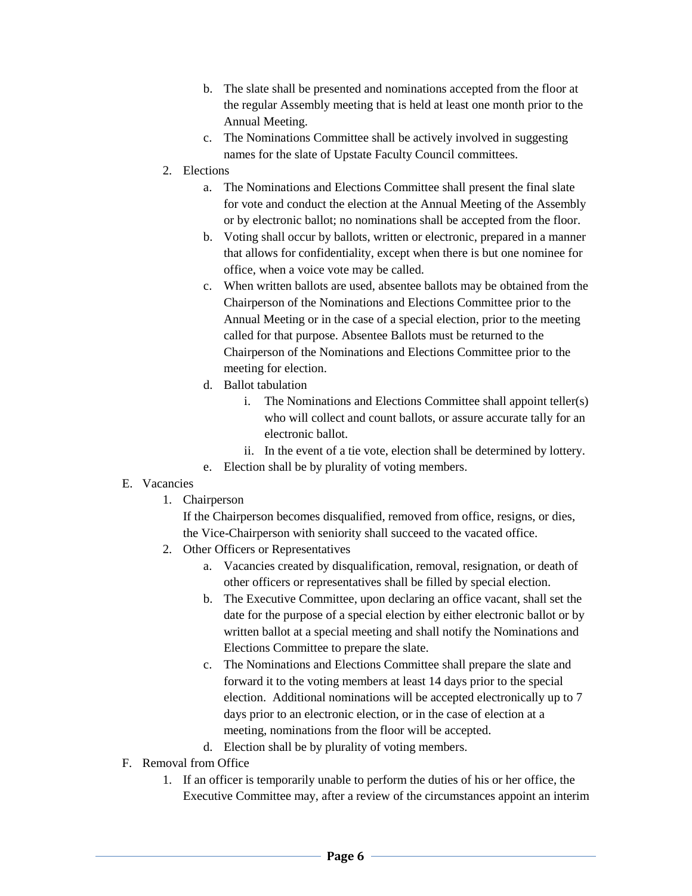b. The slate shall be presented and nominations accepted from the floor at the regular Assembly meeting that is held at least one month prior to the Annual Meeting.
   c. The Nominations Committee shall be actively involved in suggesting names for the slate of Upstate Faculty Council committees.

2. Elections
   a. The Nominations and Elections Committee shall present the final slate for vote and conduct the election at the Annual Meeting of the Assembly or by electronic ballot; no nominations shall be accepted from the floor.
   b. Voting shall occur by ballots, written or electronic, prepared in a manner that allows for confidentiality, except when there is but one nominee for office, when a voice vote may be called.
   c. When written ballots are used, absentee ballots may be obtained from the Chairperson of the Nominations and Elections Committee prior to the Annual Meeting or in the case of a special election, prior to the meeting called for that purpose. Absentee Ballots must be returned to the Chairperson of the Nominations and Elections Committee prior to the meeting for election.
   d. Ballot tabulation
      i. The Nominations and Elections Committee shall appoint teller(s) who will collect and count ballots, or assure accurate tally for an electronic ballot.
      ii. In the event of a tie vote, election shall be determined by lottery.
   e. Election shall be by plurality of voting members.

E. Vacancies

1. Chairperson

   If the Chairperson becomes disqualified, removed from office, resigns, or dies, the Vice-Chairperson with seniority shall succeed to the vacated office.

2. Other Officers or Representatives
   a. Vacancies created by disqualification, removal, resignation, or death of other officers or representatives shall be filled by special election.
   b. The Executive Committee, upon declaring an office vacant, shall set the date for the purpose of a special election by either electronic ballot or by written ballot at a special meeting and shall notify the Nominations and Elections Committee to prepare the slate.
   c. The Nominations and Elections Committee shall prepare the slate and forward it to the voting members at least 14 days prior to the special election. Additional nominations will be accepted electronically up to 7 days prior to an electronic election, or in the case of election at a meeting, nominations from the floor will be accepted.
   d. Election shall be by plurality of voting members.

F. Removal from Office

1. If an officer is temporarily unable to perform the duties of his or her office, the Executive Committee may, after a review of the circumstances appoint an interim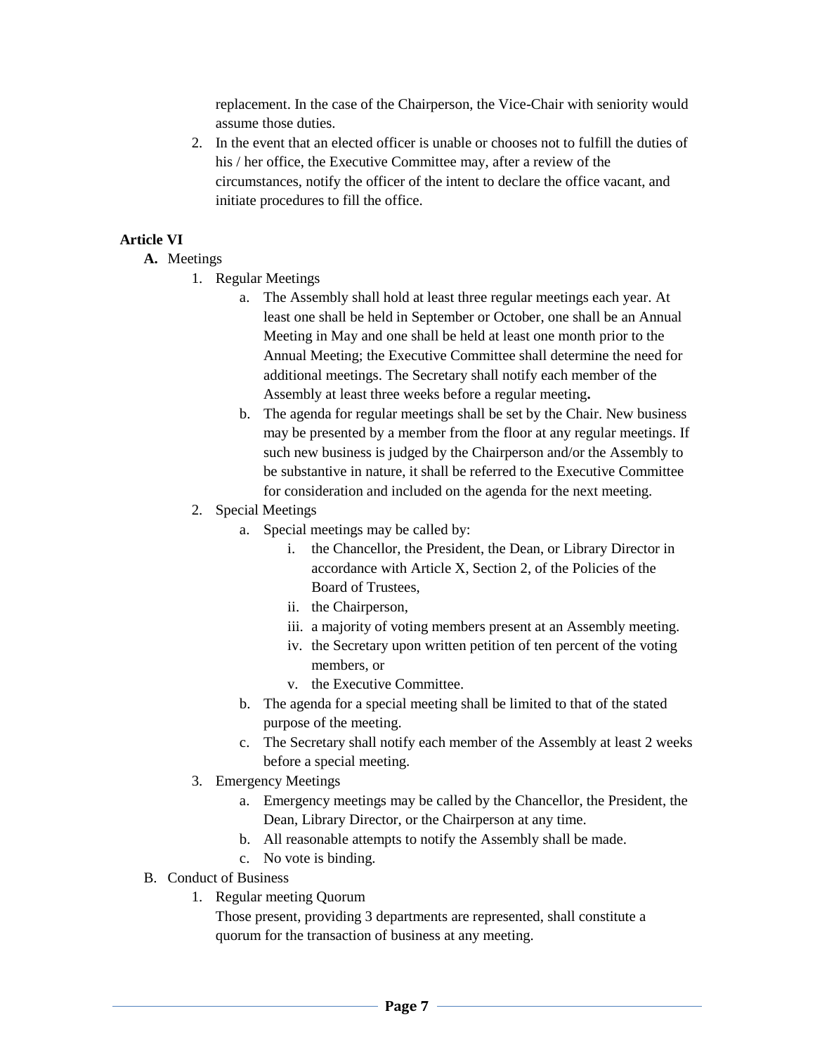replacement. In the case of the Chairperson, the Vice-Chair with seniority would assume those duties.

2. In the event that an elected officer is unable or chooses not to fulfill the duties of his / her office, the Executive Committee may, after a review of the circumstances, notify the officer of the intent to declare the office vacant, and initiate procedures to fill the office.

**Article VI**

**A.** Meetings

1. Regular Meetings
    a. The Assembly shall hold at least three regular meetings each year. At least one shall be held in September or October, one shall be an Annual Meeting in May and one shall be held at least one month prior to the Annual Meeting; the Executive Committee shall determine the need for additional meetings. The Secretary shall notify each member of the Assembly at least three weeks before a regular meeting**.**
    b. The agenda for regular meetings shall be set by the Chair. New business may be presented by a member from the floor at any regular meetings. If such new business is judged by the Chairperson and/or the Assembly to be substantive in nature, it shall be referred to the Executive Committee for consideration and included on the agenda for the next meeting.
2. Special Meetings
    a. Special meetings may be called by:
        i. the Chancellor, the President, the Dean, or Library Director in accordance with Article X, Section 2, of the Policies of the Board of Trustees,
        ii. the Chairperson,
        iii. a majority of voting members present at an Assembly meeting.
        iv. the Secretary upon written petition of ten percent of the voting members, or
        v. the Executive Committee.
    b. The agenda for a special meeting shall be limited to that of the stated purpose of the meeting.
    c. The Secretary shall notify each member of the Assembly at least 2 weeks before a special meeting.
3. Emergency Meetings
    a. Emergency meetings may be called by the Chancellor, the President, the Dean, Library Director, or the Chairperson at any time.
    b. All reasonable attempts to notify the Assembly shall be made.
    c. No vote is binding.

B. Conduct of Business

1. Regular meeting Quorum
   Those present, providing 3 departments are represented, shall constitute a quorum for the transaction of business at any meeting.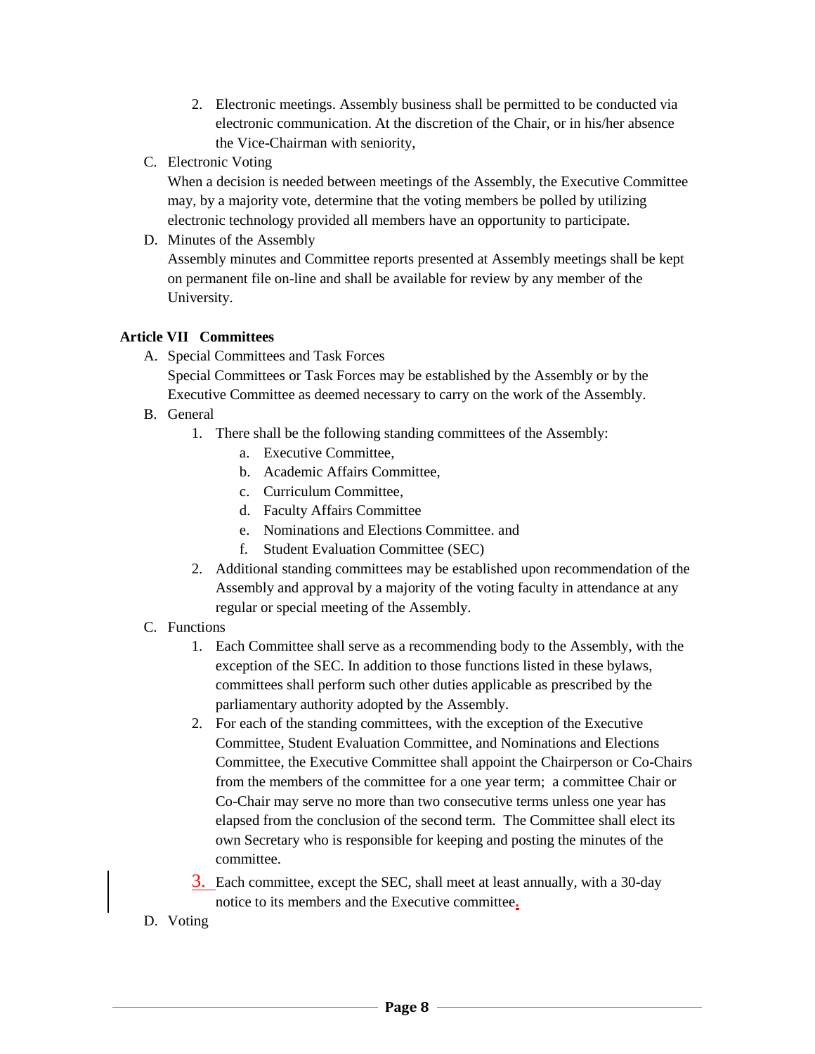2. Electronic meetings. Assembly business shall be permitted to be conducted via electronic communication. At the discretion of the Chair, or in his/her absence the Vice-Chairman with seniority,

C. Electronic Voting

When a decision is needed between meetings of the Assembly, the Executive Committee may, by a majority vote, determine that the voting members be polled by utilizing electronic technology provided all members have an opportunity to participate.

D. Minutes of the Assembly

Assembly minutes and Committee reports presented at Assembly meetings shall be kept on permanent file on-line and shall be available for review by any member of the University.

**Article VII Committees**

A. Special Committees and Task Forces

Special Committees or Task Forces may be established by the Assembly or by the Executive Committee as deemed necessary to carry on the work of the Assembly.

B. General

1. There shall be the following standing committees of the Assembly:
    a. Executive Committee,
    b. Academic Affairs Committee,
    c. Curriculum Committee,
    d. Faculty Affairs Committee
    e. Nominations and Elections Committee. and
    f. Student Evaluation Committee (SEC)
2. Additional standing committees may be established upon recommendation of the Assembly and approval by a majority of the voting faculty in attendance at any regular or special meeting of the Assembly.

C. Functions

1. Each Committee shall serve as a recommending body to the Assembly, with the exception of the SEC. In addition to those functions listed in these bylaws, committees shall perform such other duties applicable as prescribed by the parliamentary authority adopted by the Assembly.
2. For each of the standing committees, with the exception of the Executive Committee, Student Evaluation Committee, and Nominations and Elections Committee, the Executive Committee shall appoint the Chairperson or Co-Chairs from the members of the committee for a one year term; a committee Chair or Co-Chair may serve no more than two consecutive terms unless one year has elapsed from the conclusion of the second term. The Committee shall elect its own Secretary who is responsible for keeping and posting the minutes of the committee.
3. Each committee, except the SEC, shall meet at least annually, with a 30-day notice to its members and the Executive committee.

D. Voting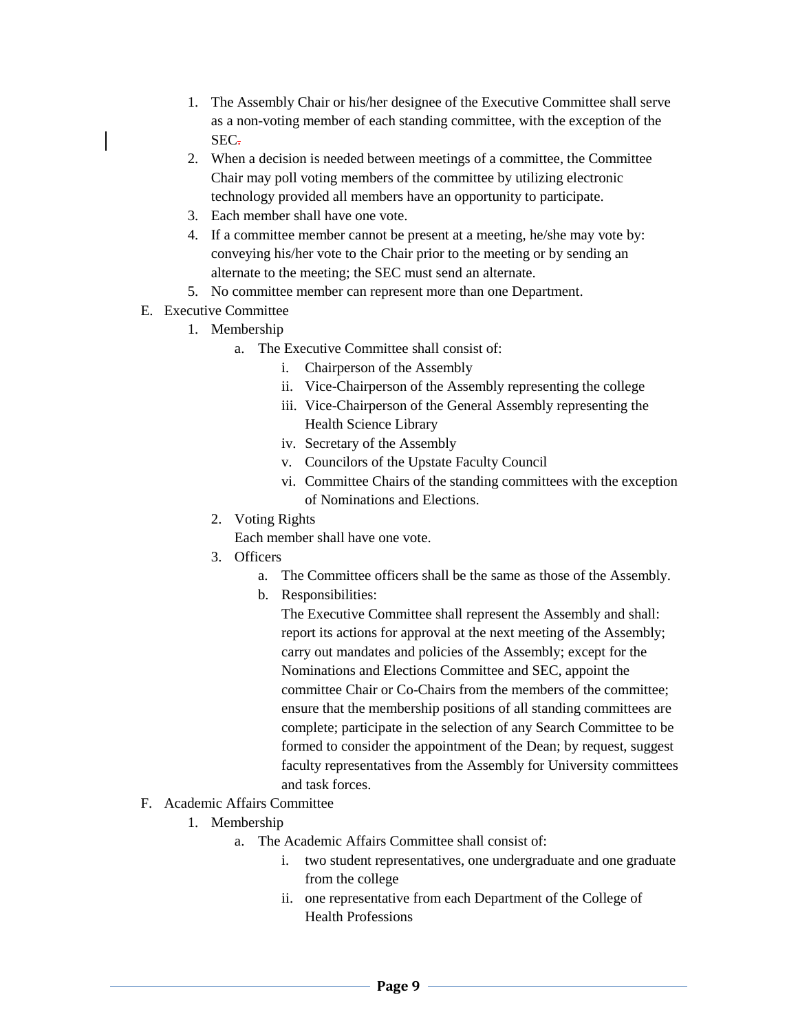1. The Assembly Chair or his/her designee of the Executive Committee shall serve as a non-voting member of each standing committee, with the exception of the SEC.
2. When a decision is needed between meetings of a committee, the Committee Chair may poll voting members of the committee by utilizing electronic technology provided all members have an opportunity to participate.
3. Each member shall have one vote.
4. If a committee member cannot be present at a meeting, he/she may vote by: conveying his/her vote to the Chair prior to the meeting or by sending an alternate to the meeting; the SEC must send an alternate.
5. No committee member can represent more than one Department.

E. Executive Committee

1. Membership
   a. The Executive Committee shall consist of:
      i. Chairperson of the Assembly
      ii. Vice-Chairperson of the Assembly representing the college
      iii. Vice-Chairperson of the General Assembly representing the Health Science Library
      iv. Secretary of the Assembly
      v. Councilors of the Upstate Faculty Council
      vi. Committee Chairs of the standing committees with the exception of Nominations and Elections.
2. Voting Rights

   Each member shall have one vote.
3. Officers
   a. The Committee officers shall be the same as those of the Assembly.
   b. Responsibilities:

      The Executive Committee shall represent the Assembly and shall: report its actions for approval at the next meeting of the Assembly; carry out mandates and policies of the Assembly; except for the Nominations and Elections Committee and SEC, appoint the committee Chair or Co-Chairs from the members of the committee; ensure that the membership positions of all standing committees are complete; participate in the selection of any Search Committee to be formed to consider the appointment of the Dean; by request, suggest faculty representatives from the Assembly for University committees and task forces.

F. Academic Affairs Committee

1. Membership
   a. The Academic Affairs Committee shall consist of:
      i. two student representatives, one undergraduate and one graduate from the college
      ii. one representative from each Department of the College of Health Professions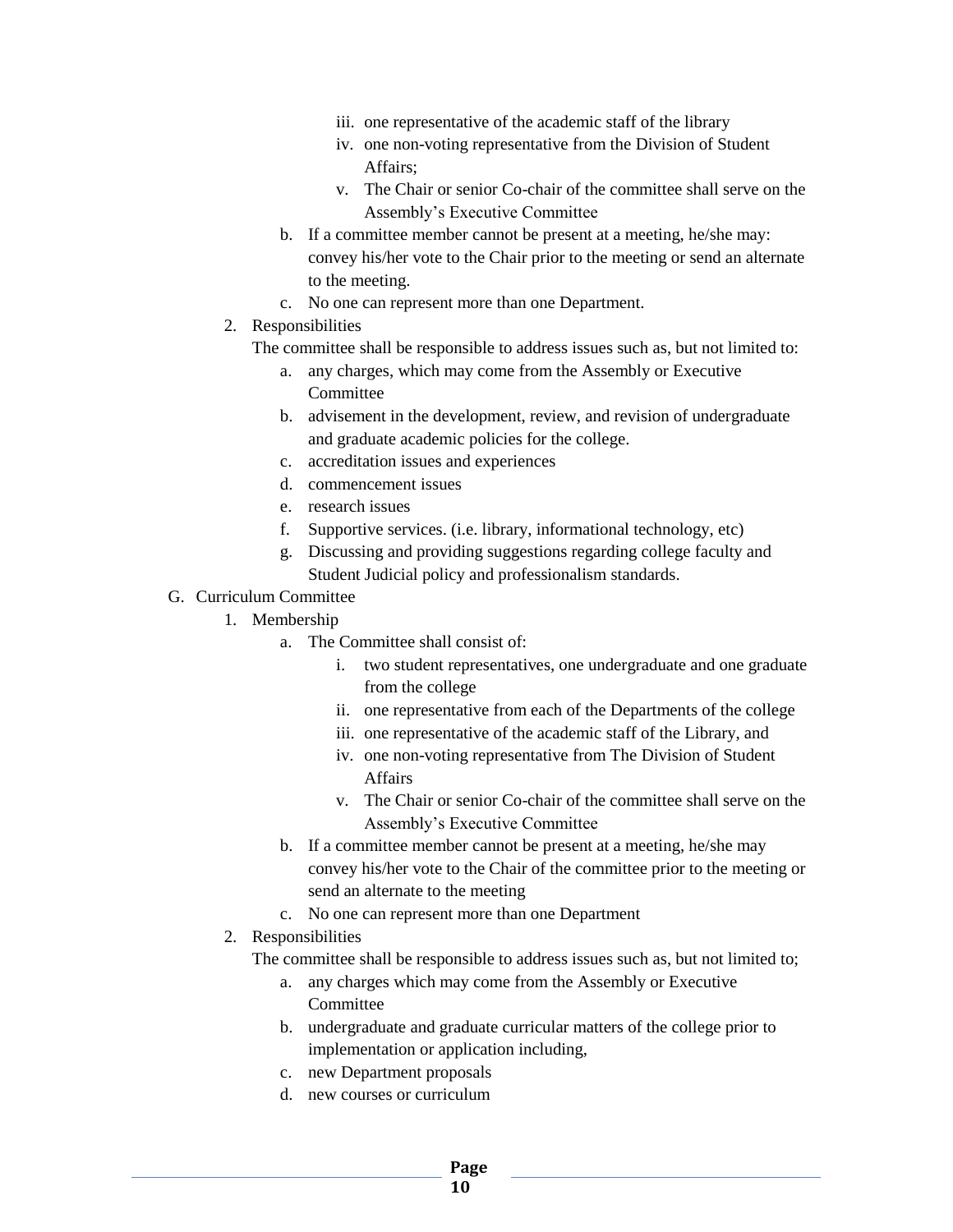iii. one representative of the academic staff of the library
iv. one non-voting representative from the Division of Student Affairs;
v. The Chair or senior Co-chair of the committee shall serve on the Assembly's Executive Committee

b. If a committee member cannot be present at a meeting, he/she may: convey his/her vote to the Chair prior to the meeting or send an alternate to the meeting.
c. No one can represent more than one Department.

2. Responsibilities

   The committee shall be responsible to address issues such as, but not limited to:

   a. any charges, which may come from the Assembly or Executive Committee
   b. advisement in the development, review, and revision of undergraduate and graduate academic policies for the college.
   c. accreditation issues and experiences
   d. commencement issues
   e. research issues
   f. Supportive services. (i.e. library, informational technology, etc)
   g. Discussing and providing suggestions regarding college faculty and Student Judicial policy and professionalism standards.

G. Curriculum Committee

1. Membership

   a. The Committee shall consist of:

      i. two student representatives, one undergraduate and one graduate from the college
      ii. one representative from each of the Departments of the college
      iii. one representative of the academic staff of the Library, and
      iv. one non-voting representative from The Division of Student Affairs
      v. The Chair or senior Co-chair of the committee shall serve on the Assembly's Executive Committee

   b. If a committee member cannot be present at a meeting, he/she may convey his/her vote to the Chair of the committee prior to the meeting or send an alternate to the meeting
   c. No one can represent more than one Department

2. Responsibilities

   The committee shall be responsible to address issues such as, but not limited to;

   a. any charges which may come from the Assembly or Executive Committee
   b. undergraduate and graduate curricular matters of the college prior to implementation or application including,
   c. new Department proposals
   d. new courses or curriculum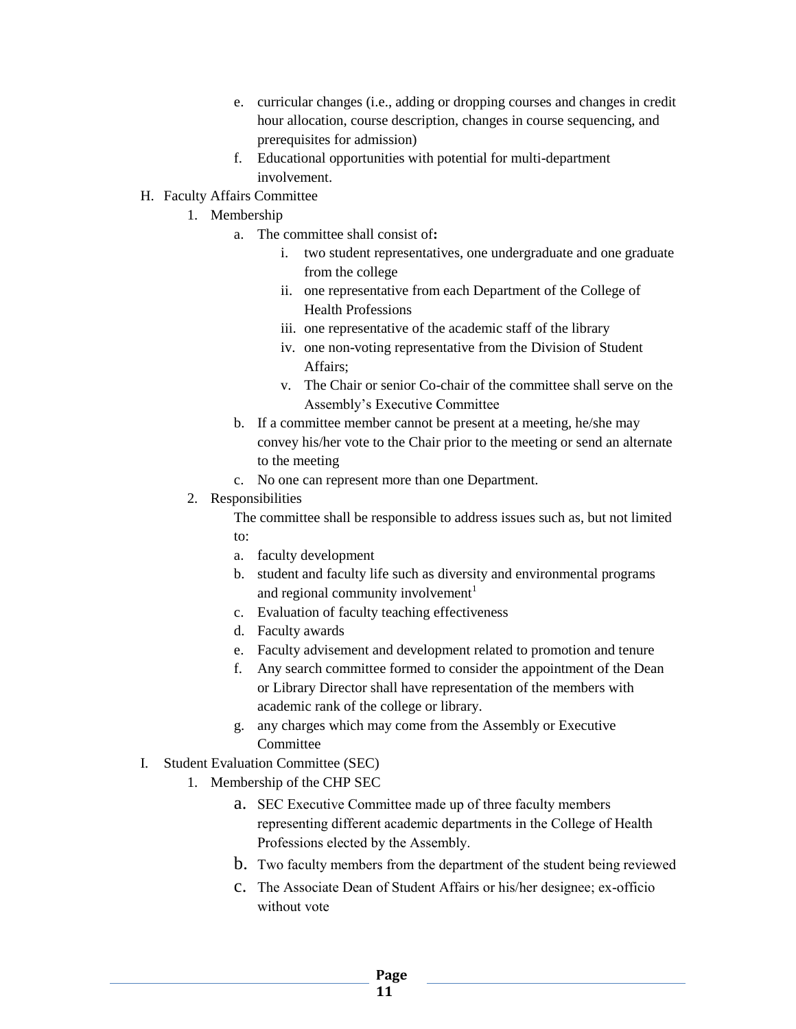e. curricular changes (i.e., adding or dropping courses and changes in credit hour allocation, course description, changes in course sequencing, and prerequisites for admission)
f. Educational opportunities with potential for multi-department involvement.

H. Faculty Affairs Committee

1. Membership
   a. The committee shall consist of**:**
      i. two student representatives, one undergraduate and one graduate from the college
      ii. one representative from each Department of the College of Health Professions
      iii. one representative of the academic staff of the library
      iv. one non-voting representative from the Division of Student Affairs;
      v. The Chair or senior Co-chair of the committee shall serve on the Assembly's Executive Committee
   b. If a committee member cannot be present at a meeting, he/she may convey his/her vote to the Chair prior to the meeting or send an alternate to the meeting
   c. No one can represent more than one Department.
2. Responsibilities

   The committee shall be responsible to address issues such as, but not limited to:
   a. faculty development
   b. student and faculty life such as diversity and environmental programs and regional community involvement[1]
   c. Evaluation of faculty teaching effectiveness
   d. Faculty awards
   e. Faculty advisement and development related to promotion and tenure
   f. Any search committee formed to consider the appointment of the Dean or Library Director shall have representation of the members with academic rank of the college or library.
   g. any charges which may come from the Assembly or Executive Committee

I. Student Evaluation Committee (SEC)

1. Membership of the CHP SEC
   a. SEC Executive Committee made up of three faculty members representing different academic departments in the College of Health Professions elected by the Assembly.
   b. Two faculty members from the department of the student being reviewed
   c. The Associate Dean of Student Affairs or his/her designee; ex-officio without vote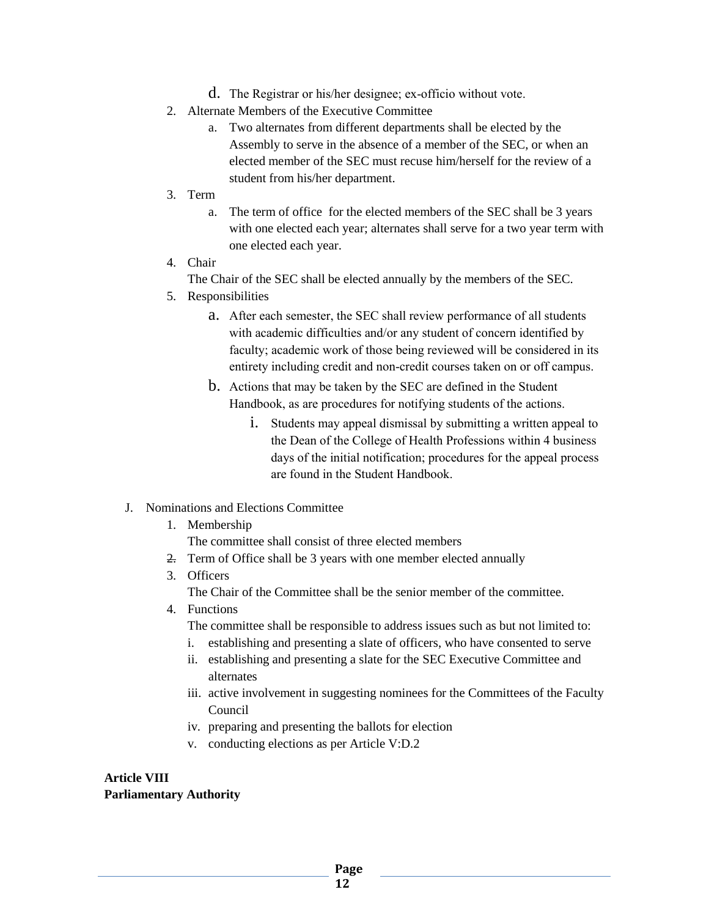d. The Registrar or his/her designee; ex-officio without vote.

2. Alternate Members of the Executive Committee
   a. Two alternates from different departments shall be elected by the Assembly to serve in the absence of a member of the SEC, or when an elected member of the SEC must recuse him/herself for the review of a student from his/her department.
3. Term
   a. The term of office for the elected members of the SEC shall be 3 years with one elected each year; alternates shall serve for a two year term with one elected each year.
4. Chair

   The Chair of the SEC shall be elected annually by the members of the SEC.
5. Responsibilities
   a. After each semester, the SEC shall review performance of all students with academic difficulties and/or any student of concern identified by faculty; academic work of those being reviewed will be considered in its entirety including credit and non-credit courses taken on or off campus.
   b. Actions that may be taken by the SEC are defined in the Student Handbook, as are procedures for notifying students of the actions.
      i. Students may appeal dismissal by submitting a written appeal to the Dean of the College of Health Professions within 4 business days of the initial notification; procedures for the appeal process are found in the Student Handbook.

J. Nominations and Elections Committee

1. Membership

   The committee shall consist of three elected members
2. Term of Office shall be 3 years with one member elected annually
3. Officers

   The Chair of the Committee shall be the senior member of the committee.
4. Functions

   The committee shall be responsible to address issues such as but not limited to:
   i. establishing and presenting a slate of officers, who have consented to serve
   ii. establishing and presenting a slate for the SEC Executive Committee and alternates
   iii. active involvement in suggesting nominees for the Committees of the Faculty Council
   iv. preparing and presenting the ballots for election
   v. conducting elections as per Article V:D.2

**Article VIII**
**Parliamentary Authority**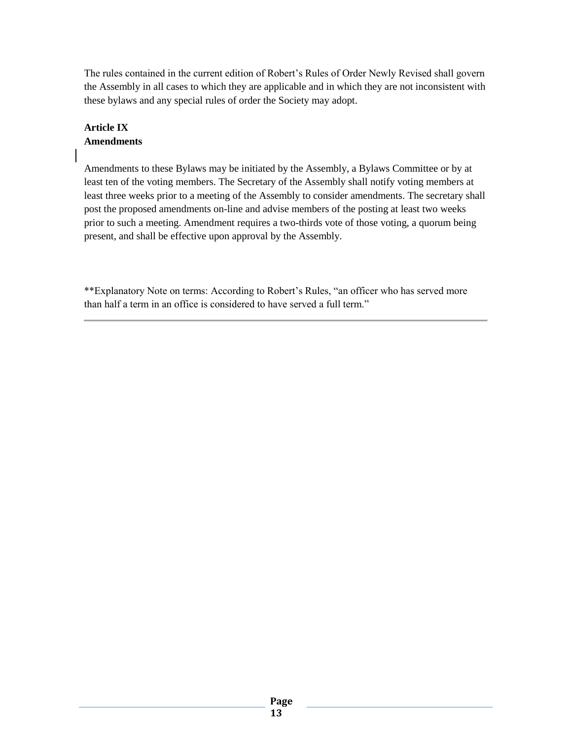The rules contained in the current edition of Robert's Rules of Order Newly Revised shall govern the Assembly in all cases to which they are applicable and in which they are not inconsistent with these bylaws and any special rules of order the Society may adopt.

## Article IX
## Amendments

Amendments to these Bylaws may be initiated by the Assembly, a Bylaws Committee or by at least ten of the voting members. The Secretary of the Assembly shall notify voting members at least three weeks prior to a meeting of the Assembly to consider amendments. The secretary shall post the proposed amendments on-line and advise members of the posting at least two weeks prior to such a meeting. Amendment requires a two-thirds vote of those voting, a quorum being present, and shall be effective upon approval by the Assembly.

**Explanatory Note on terms: According to Robert's Rules, "an officer who has served more than half a term in an office is considered to have served a full term."